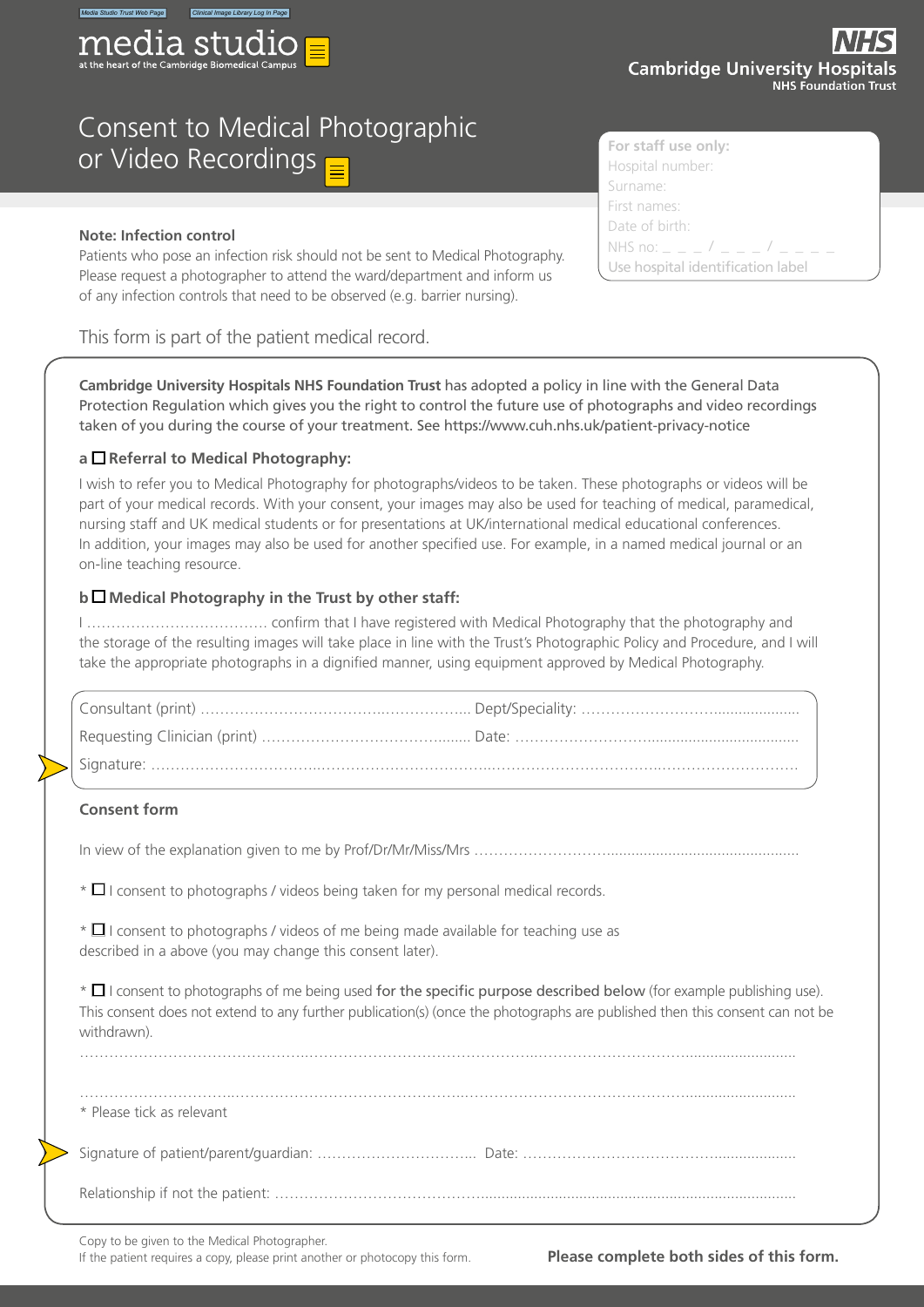Media Studio Trust Web Page | Clinical Image Library Log In Page

media studio
at the heart of the Cambridge Biomedical Campus

**NHS**
**Cambridge University Hospitals**
**NHS Foundation Trust**

# Consent to Medical Photographic or Video Recordings

**For staff use only:**
Hospital number:
Surname:
First names:
Date of birth:
NHS no: _ _ _ / _ _ _ / _ _ _ _
Use hospital identification label

**Note: Infection control**
Patients who pose an infection risk should not be sent to Medical Photography. Please request a photographer to attend the ward/department and inform us of any infection controls that need to be observed (e.g. barrier nursing).

This form is part of the patient medical record.

**Cambridge University Hospitals NHS Foundation Trust** has adopted a policy in line with the General Data Protection Regulation which gives you the right to control the future use of photographs and video recordings taken of you during the course of your treatment. See https://www.cuh.nhs.uk/patient-privacy-notice

**a ☐ Referral to Medical Photography:**

I wish to refer you to Medical Photography for photographs/videos to be taken. These photographs or videos will be part of your medical records. With your consent, your images may also be used for teaching of medical, paramedical, nursing staff and UK medical students or for presentations at UK/international medical educational conferences. In addition, your images may also be used for another specified use. For example, in a named medical journal or an on-line teaching resource.

**b ☐ Medical Photography in the Trust by other staff:**

I ……………………………… confirm that I have registered with Medical Photography that the photography and the storage of the resulting images will take place in line with the Trust's Photographic Policy and Procedure, and I will take the appropriate photographs in a dignified manner, using equipment approved by Medical Photography.

Consultant (print) ……………………………………………... Dept/Speciality: ……………………………………

Requesting Clinician (print) …………………………………... Date: ……………………………………………………

Signature: ……………………………………………………………………………………………………………………

**Consent form**

In view of the explanation given to me by Prof/Dr/Mr/Miss/Mrs ……………………………………………………

* ☐ I consent to photographs / videos being taken for my personal medical records.

* ☐ I consent to photographs / videos of me being made available for teaching use as described in a above (you may change this consent later).

* ☐ I consent to photographs of me being used for the specific purpose described below (for example publishing use). This consent does not extend to any further publication(s) (once the photographs are published then this consent can not be withdrawn).

……………………………………………………………………………………………………………………………………

……………………………………………………………………………………………………………………………………

* Please tick as relevant

Signature of patient/parent/guardian: …………………………... Date: ……………………………………………

Relationship if not the patient: ……………………………………………………………………………………………

Copy to be given to the Medical Photographer.
If the patient requires a copy, please print another or photocopy this form.

**Please complete both sides of this form.**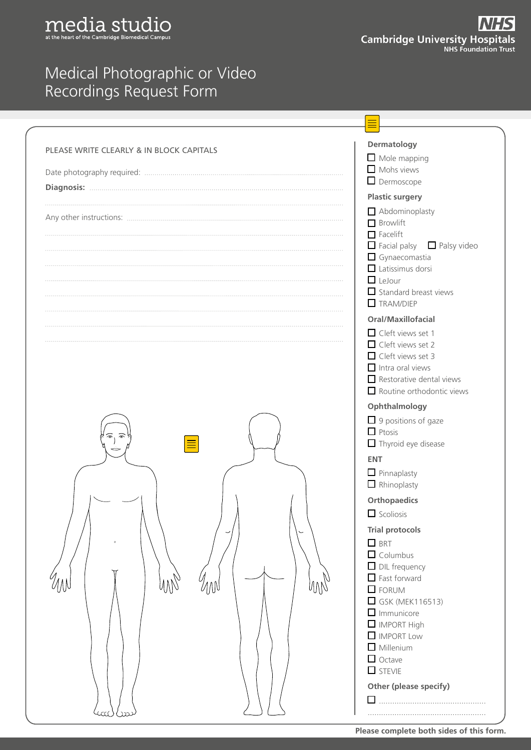# Medical Photographic or Video Recordings Request Form

PLEASE WRITE CLEARLY & IN BLOCK CAPITALS

Date photography required: ..................................................................................

**Diagnosis:** ..................................................................................

..................................................................................

Any other instructions: ..................................................................................

..................................................................................

..................................................................................

..................................................................................

..................................................................................

..................................................................................

..................................................................................

..................................................................................

..................................................................................

**Dermatology**

- ☐ Mole mapping
- ☐ Mohs views
- ☐ Dermoscope

**Plastic surgery**

- ☐ Abdominoplasty
- ☐ Browlift
- ☐ Facelift
- ☐ Facial palsy ☐ Palsy video
- ☐ Gynaecomastia
- ☐ Latissimus dorsi
- ☐ LeJour
- ☐ Standard breast views
- ☐ TRAM/DIEP

**Oral/Maxillofacial**

- ☐ Cleft views set 1
- ☐ Cleft views set 2
- ☐ Cleft views set 3
- ☐ Intra oral views
- ☐ Restorative dental views
- ☐ Routine orthodontic views

**Ophthalmology**

- ☐ 9 positions of gaze
- ☐ Ptosis
- ☐ Thyroid eye disease

**ENT**

- ☐ Pinnaplasty
- ☐ Rhinoplasty

**Orthopaedics**

- ☐ Scoliosis

**Trial protocols**

- ☐ BRT
- ☐ Columbus
- ☐ DIL frequency
- ☐ Fast forward
- ☐ FORUM
- ☐ GSK (MEK116513)
- ☐ Immunicore
- ☐ IMPORT High
- ☐ IMPORT Low
- ☐ Millenium
- ☐ Octave
- ☐ STEVIE

**Other (please specify)**

- ☐ ..................................................

..................................................

**Please complete both sides of this form.**